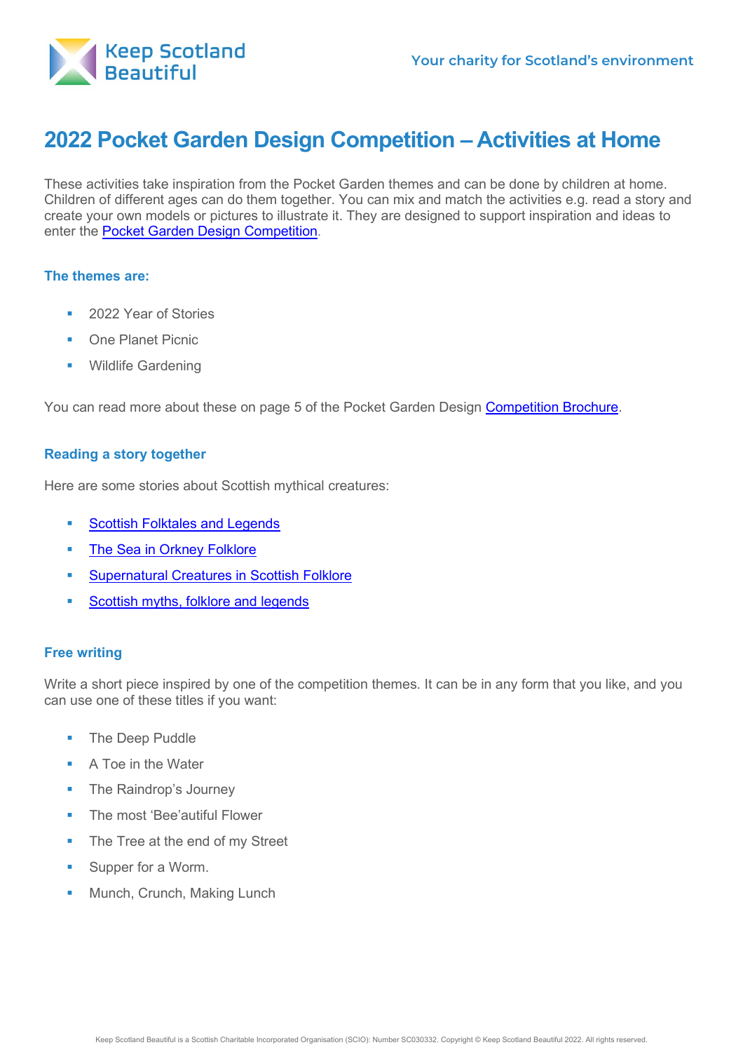Keep Scotland Beautiful

Your charity for Scotland's environment

# 2022 Pocket Garden Design Competition – Activities at Home

These activities take inspiration from the Pocket Garden themes and can be done by children at home. Children of different ages can do them together. You can mix and match the activities e.g. read a story and create your own models or pictures to illustrate it. They are designed to support inspiration and ideas to enter the [Pocket Garden Design Competition](#).

### The themes are:

- 2022 Year of Stories
- One Planet Picnic
- Wildlife Gardening

You can read more about these on page 5 of the Pocket Garden Design [Competition Brochure](#).

### Reading a story together

Here are some stories about Scottish mythical creatures:

- [Scottish Folktales and Legends](#)
- [The Sea in Orkney Folklore](#)
- [Supernatural Creatures in Scottish Folklore](#)
- [Scottish myths, folklore and legends](#)

### Free writing

Write a short piece inspired by one of the competition themes. It can be in any form that you like, and you can use one of these titles if you want:

- The Deep Puddle
- A Toe in the Water
- The Raindrop's Journey
- The most 'Bee'autiful Flower
- The Tree at the end of my Street
- Supper for a Worm.
- Munch, Crunch, Making Lunch

Keep Scotland Beautiful is a Scottish Charitable Incorporated Organisation (SCIO): Number SC030332. Copyright © Keep Scotland Beautiful 2022. All rights reserved.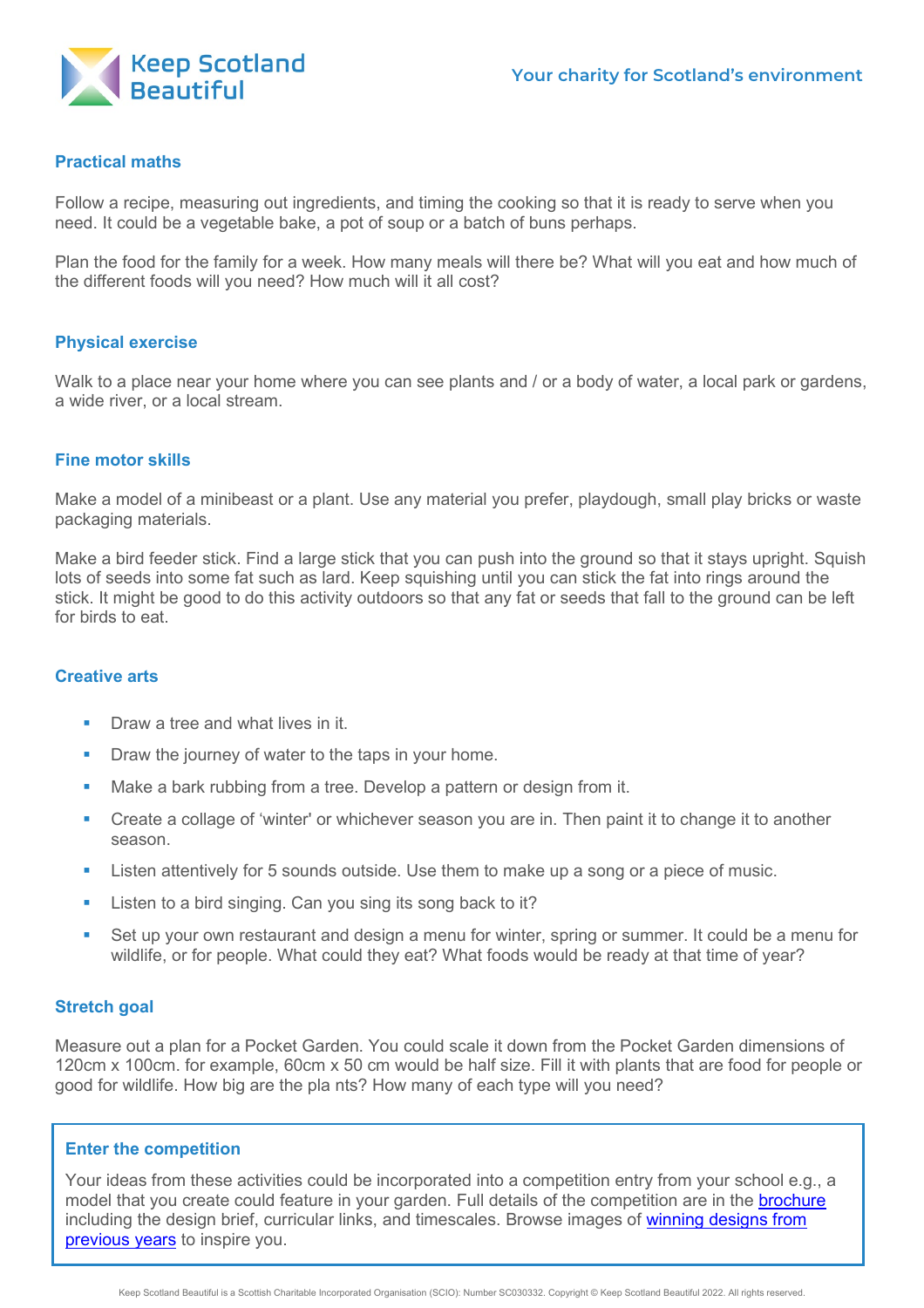### Practical maths

Follow a recipe, measuring out ingredients, and timing the cooking so that it is ready to serve when you need. It could be a vegetable bake, a pot of soup or a batch of buns perhaps.

Plan the food for the family for a week. How many meals will there be? What will you eat and how much of the different foods will you need? How much will it all cost?

### Physical exercise

Walk to a place near your home where you can see plants and / or a body of water, a local park or gardens, a wide river, or a local stream.

### Fine motor skills

Make a model of a minibeast or a plant. Use any material you prefer, playdough, small play bricks or waste packaging materials.

Make a bird feeder stick. Find a large stick that you can push into the ground so that it stays upright. Squish lots of seeds into some fat such as lard. Keep squishing until you can stick the fat into rings around the stick. It might be good to do this activity outdoors so that any fat or seeds that fall to the ground can be left for birds to eat.

### Creative arts

- Draw a tree and what lives in it.
- Draw the journey of water to the taps in your home.
- Make a bark rubbing from a tree. Develop a pattern or design from it.
- Create a collage of 'winter' or whichever season you are in. Then paint it to change it to another season.
- Listen attentively for 5 sounds outside. Use them to make up a song or a piece of music.
- Listen to a bird singing. Can you sing its song back to it?
- Set up your own restaurant and design a menu for winter, spring or summer. It could be a menu for wildlife, or for people. What could they eat? What foods would be ready at that time of year?

### Stretch goal

Measure out a plan for a Pocket Garden. You could scale it down from the Pocket Garden dimensions of 120cm x 100cm. for example, 60cm x 50 cm would be half size. Fill it with plants that are food for people or good for wildlife. How big are the pla nts? How many of each type will you need?

### Enter the competition

Your ideas from these activities could be incorporated into a competition entry from your school e.g., a model that you create could feature in your garden. Full details of the competition are in the brochure including the design brief, curricular links, and timescales. Browse images of winning designs from previous years to inspire you.